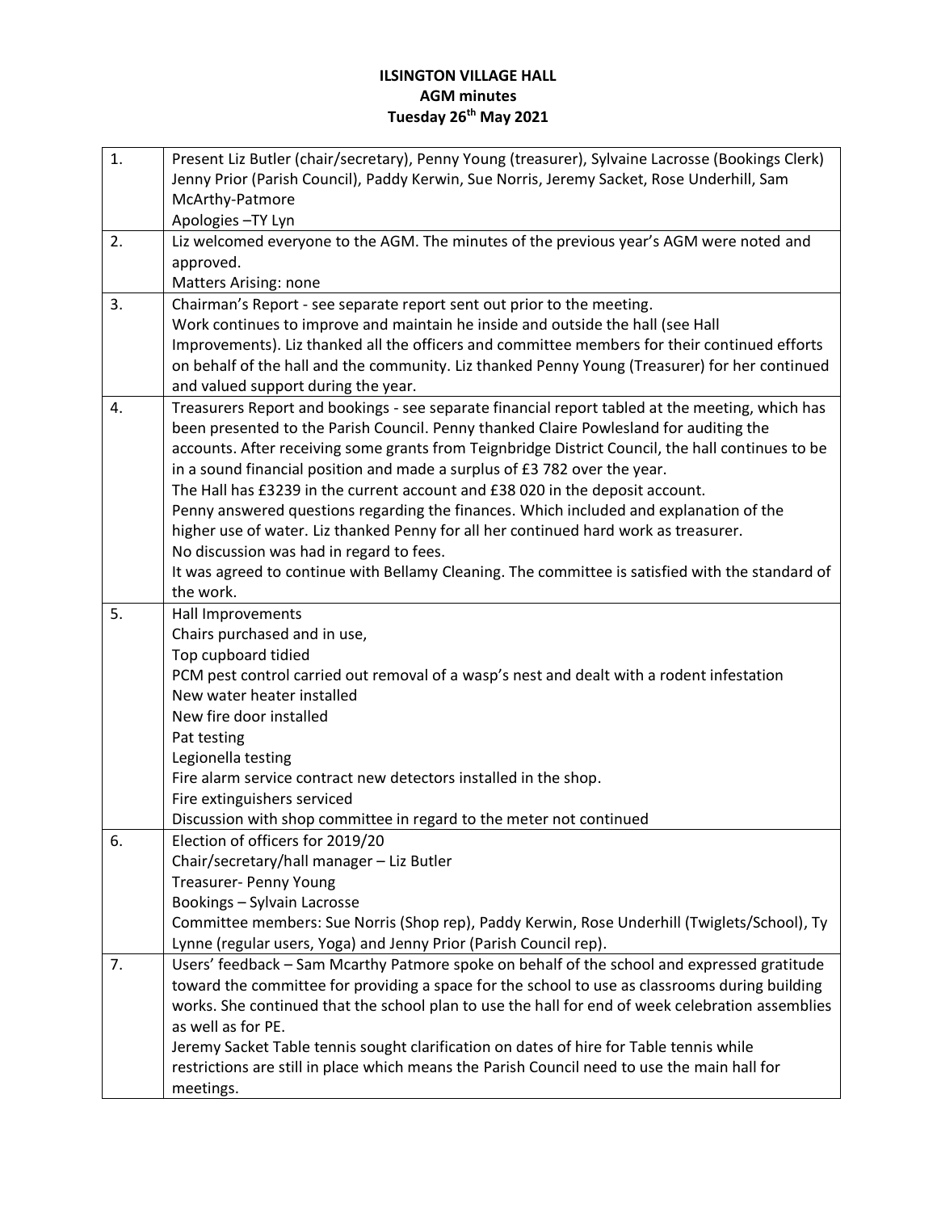**ILSINGTON VILLAGE HALL**
**AGM minutes**
**Tuesday 26th May 2021**

| | |
|---|---|
| 1. | Present Liz Butler (chair/secretary), Penny Young (treasurer), Sylvaine Lacrosse (Bookings Clerk) Jenny Prior (Parish Council), Paddy Kerwin, Sue Norris, Jeremy Sacket, Rose Underhill, Sam McArthy-Patmore<br>Apologies –TY Lyn |
| 2. | Liz welcomed everyone to the AGM. The minutes of the previous year's AGM were noted and approved.<br>Matters Arising: none |
| 3. | Chairman's Report - see separate report sent out prior to the meeting.<br>Work continues to improve and maintain he inside and outside the hall (see Hall Improvements). Liz thanked all the officers and committee members for their continued efforts on behalf of the hall and the community. Liz thanked Penny Young (Treasurer) for her continued and valued support during the year. |
| 4. | Treasurers Report and bookings - see separate financial report tabled at the meeting, which has been presented to the Parish Council. Penny thanked Claire Powlesland for auditing the accounts. After receiving some grants from Teignbridge District Council, the hall continues to be in a sound financial position and made a surplus of £3 782 over the year.<br>The Hall has £3239 in the current account and £38 020 in the deposit account.<br>Penny answered questions regarding the finances. Which included and explanation of the higher use of water. Liz thanked Penny for all her continued hard work as treasurer.<br>No discussion was had in regard to fees.<br>It was agreed to continue with Bellamy Cleaning. The committee is satisfied with the standard of the work. |
| 5. | Hall Improvements<br>Chairs purchased and in use,<br>Top cupboard tidied<br>PCM pest control carried out removal of a wasp's nest and dealt with a rodent infestation<br>New water heater installed<br>New fire door installed<br>Pat testing<br>Legionella testing<br>Fire alarm service contract new detectors installed in the shop.<br>Fire extinguishers serviced<br>Discussion with shop committee in regard to the meter not continued |
| 6. | Election of officers for 2019/20<br>Chair/secretary/hall manager – Liz Butler<br>Treasurer- Penny Young<br>Bookings – Sylvain Lacrosse<br>Committee members: Sue Norris (Shop rep), Paddy Kerwin, Rose Underhill (Twiglets/School), Ty Lynne (regular users, Yoga) and Jenny Prior (Parish Council rep). |
| 7. | Users' feedback – Sam Mcarthy Patmore spoke on behalf of the school and expressed gratitude toward the committee for providing a space for the school to use as classrooms during building works. She continued that the school plan to use the hall for end of week celebration assemblies as well as for PE.<br>Jeremy Sacket Table tennis sought clarification on dates of hire for Table tennis while restrictions are still in place which means the Parish Council need to use the main hall for meetings. |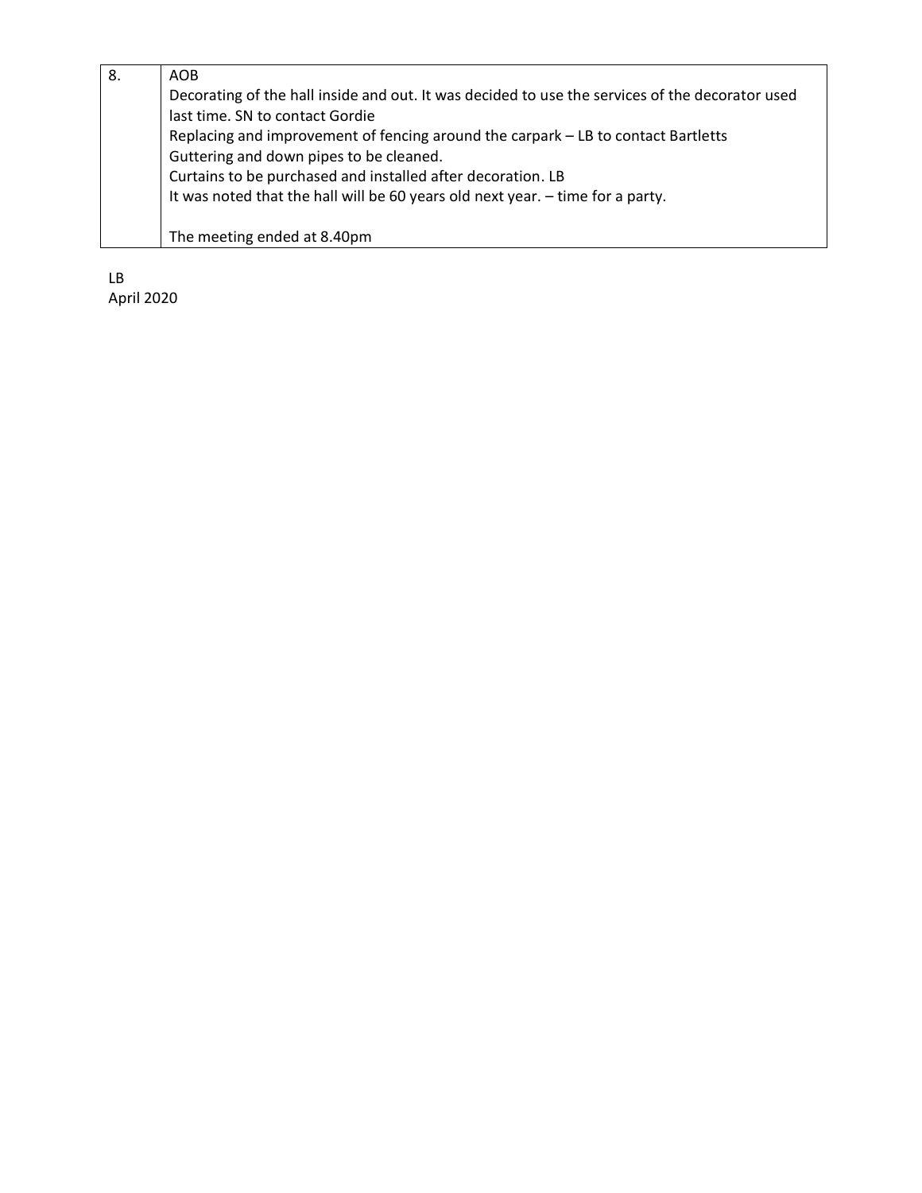| | |
|---|---|
| 8. | AOB<br>Decorating of the hall inside and out. It was decided to use the services of the decorator used last time. SN to contact Gordie<br>Replacing and improvement of fencing around the carpark – LB to contact Bartletts<br>Guttering and down pipes to be cleaned.<br>Curtains to be purchased and installed after decoration. LB<br>It was noted that the hall will be 60 years old next year. – time for a party.<br><br>The meeting ended at 8.40pm |

LB
April 2020